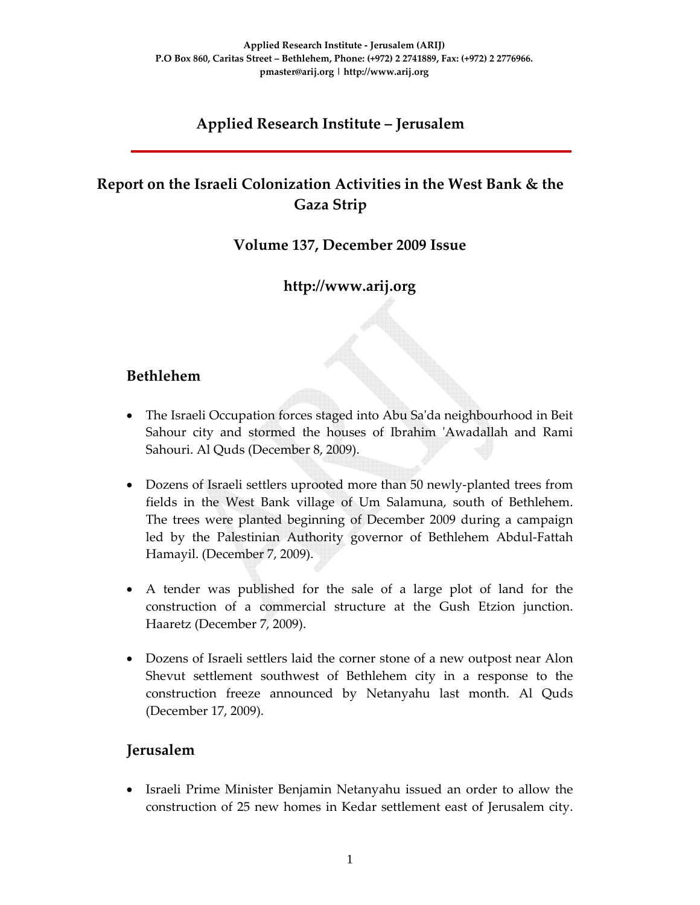**Applied Research Institute - Jerusalem (ARIJ)**
**P.O Box 860, Caritas Street – Bethlehem, Phone: (+972) 2 2741889, Fax: (+972) 2 2776966.**
**pmaster@arij.org | http://www.arij.org**

# Applied Research Institute – Jerusalem

# Report on the Israeli Colonization Activities in the West Bank & the Gaza Strip

## Volume 137, December 2009 Issue

## http://www.arij.org

## Bethlehem

- The Israeli Occupation forces staged into Abu Sa'da neighbourhood in Beit Sahour city and stormed the houses of Ibrahim 'Awadallah and Rami Sahouri. Al Quds (December 8, 2009).

- Dozens of Israeli settlers uprooted more than 50 newly-planted trees from fields in the West Bank village of Um Salamuna, south of Bethlehem. The trees were planted beginning of December 2009 during a campaign led by the Palestinian Authority governor of Bethlehem Abdul-Fattah Hamayil. (December 7, 2009).

- A tender was published for the sale of a large plot of land for the construction of a commercial structure at the Gush Etzion junction. Haaretz (December 7, 2009).

- Dozens of Israeli settlers laid the corner stone of a new outpost near Alon Shevut settlement southwest of Bethlehem city in a response to the construction freeze announced by Netanyahu last month. Al Quds (December 17, 2009).

## Jerusalem

- Israeli Prime Minister Benjamin Netanyahu issued an order to allow the construction of 25 new homes in Kedar settlement east of Jerusalem city.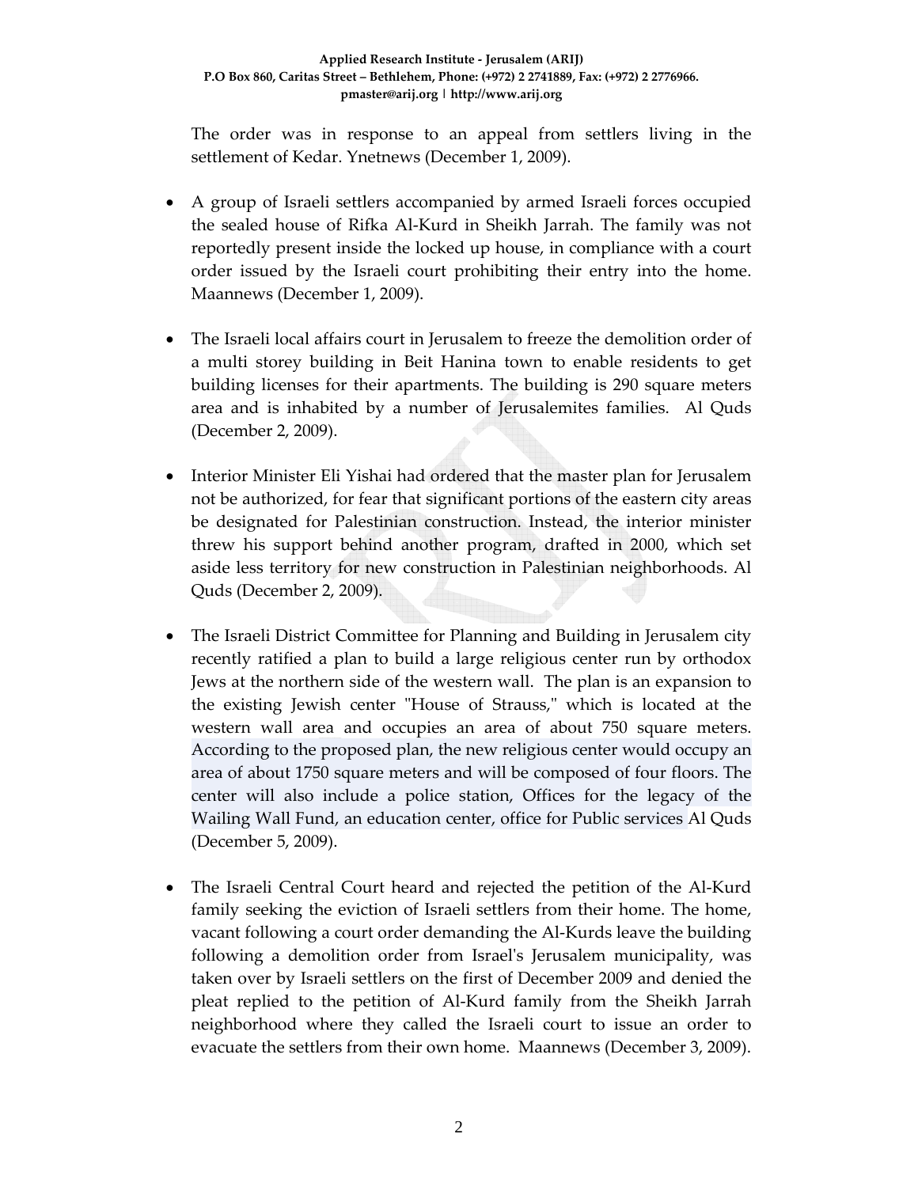The order was in response to an appeal from settlers living in the settlement of Kedar. Ynetnews (December 1, 2009).

- A group of Israeli settlers accompanied by armed Israeli forces occupied the sealed house of Rifka Al-Kurd in Sheikh Jarrah. The family was not reportedly present inside the locked up house, in compliance with a court order issued by the Israeli court prohibiting their entry into the home. Maannews (December 1, 2009).

- The Israeli local affairs court in Jerusalem to freeze the demolition order of a multi storey building in Beit Hanina town to enable residents to get building licenses for their apartments. The building is 290 square meters area and is inhabited by a number of Jerusalemites families. Al Quds (December 2, 2009).

- Interior Minister Eli Yishai had ordered that the master plan for Jerusalem not be authorized, for fear that significant portions of the eastern city areas be designated for Palestinian construction. Instead, the interior minister threw his support behind another program, drafted in 2000, which set aside less territory for new construction in Palestinian neighborhoods. Al Quds (December 2, 2009).

- The Israeli District Committee for Planning and Building in Jerusalem city recently ratified a plan to build a large religious center run by orthodox Jews at the northern side of the western wall. The plan is an expansion to the existing Jewish center "House of Strauss," which is located at the western wall area and occupies an area of about 750 square meters. According to the proposed plan, the new religious center would occupy an area of about 1750 square meters and will be composed of four floors. The center will also include a police station, Offices for the legacy of the Wailing Wall Fund, an education center, office for Public services Al Quds (December 5, 2009).

- The Israeli Central Court heard and rejected the petition of the Al-Kurd family seeking the eviction of Israeli settlers from their home. The home, vacant following a court order demanding the Al-Kurds leave the building following a demolition order from Israel's Jerusalem municipality, was taken over by Israeli settlers on the first of December 2009 and denied the pleat replied to the petition of Al-Kurd family from the Sheikh Jarrah neighborhood where they called the Israeli court to issue an order to evacuate the settlers from their own home. Maannews (December 3, 2009).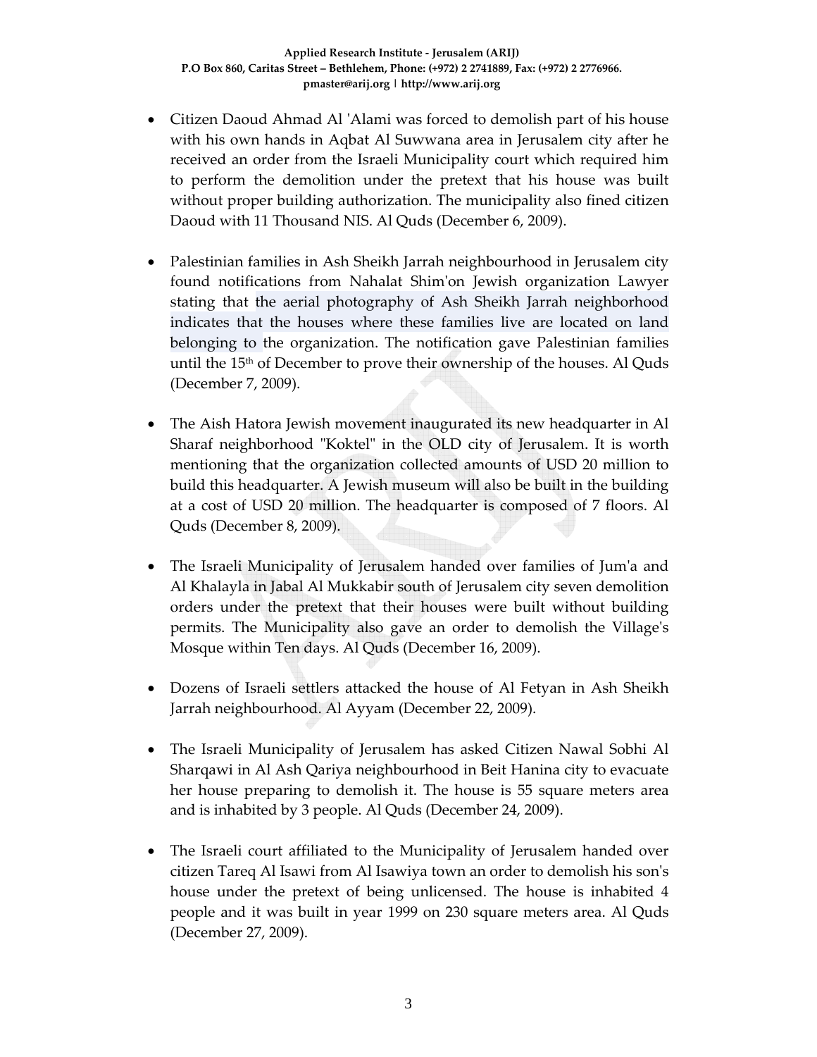- Citizen Daoud Ahmad Al 'Alami was forced to demolish part of his house with his own hands in Aqbat Al Suwwana area in Jerusalem city after he received an order from the Israeli Municipality court which required him to perform the demolition under the pretext that his house was built without proper building authorization. The municipality also fined citizen Daoud with 11 Thousand NIS. Al Quds (December 6, 2009).

- Palestinian families in Ash Sheikh Jarrah neighbourhood in Jerusalem city found notifications from Nahalat Shim'on Jewish organization Lawyer stating that the aerial photography of Ash Sheikh Jarrah neighborhood indicates that the houses where these families live are located on land belonging to the organization. The notification gave Palestinian families until the 15th of December to prove their ownership of the houses. Al Quds (December 7, 2009).

- The Aish Hatora Jewish movement inaugurated its new headquarter in Al Sharaf neighborhood "Koktel" in the OLD city of Jerusalem. It is worth mentioning that the organization collected amounts of USD 20 million to build this headquarter. A Jewish museum will also be built in the building at a cost of USD 20 million. The headquarter is composed of 7 floors. Al Quds (December 8, 2009).

- The Israeli Municipality of Jerusalem handed over families of Jum'a and Al Khalayla in Jabal Al Mukkabir south of Jerusalem city seven demolition orders under the pretext that their houses were built without building permits. The Municipality also gave an order to demolish the Village's Mosque within Ten days. Al Quds (December 16, 2009).

- Dozens of Israeli settlers attacked the house of Al Fetyan in Ash Sheikh Jarrah neighbourhood. Al Ayyam (December 22, 2009).

- The Israeli Municipality of Jerusalem has asked Citizen Nawal Sobhi Al Sharqawi in Al Ash Qariya neighbourhood in Beit Hanina city to evacuate her house preparing to demolish it. The house is 55 square meters area and is inhabited by 3 people. Al Quds (December 24, 2009).

- The Israeli court affiliated to the Municipality of Jerusalem handed over citizen Tareq Al Isawi from Al Isawiya town an order to demolish his son's house under the pretext of being unlicensed. The house is inhabited 4 people and it was built in year 1999 on 230 square meters area. Al Quds (December 27, 2009).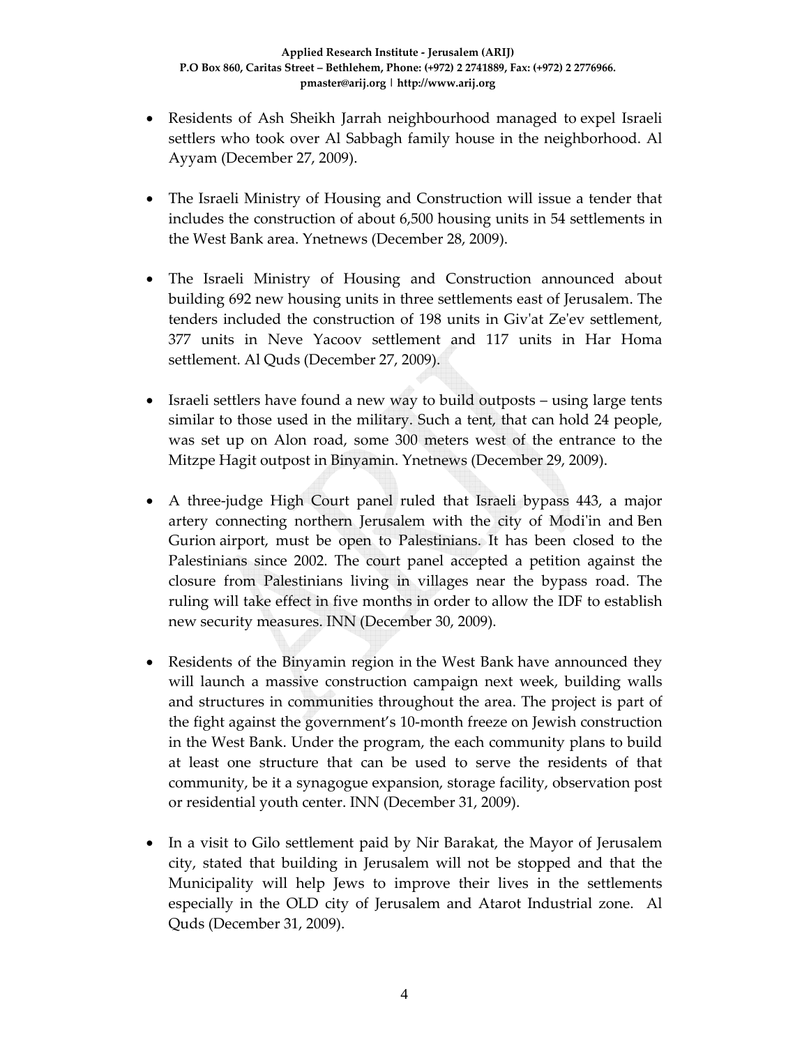- Residents of Ash Sheikh Jarrah neighbourhood managed to expel Israeli settlers who took over Al Sabbagh family house in the neighborhood. Al Ayyam (December 27, 2009).

- The Israeli Ministry of Housing and Construction will issue a tender that includes the construction of about 6,500 housing units in 54 settlements in the West Bank area. Ynetnews (December 28, 2009).

- The Israeli Ministry of Housing and Construction announced about building 692 new housing units in three settlements east of Jerusalem. The tenders included the construction of 198 units in Giv'at Ze'ev settlement, 377 units in Neve Yacoov settlement and 117 units in Har Homa settlement. Al Quds (December 27, 2009).

- Israeli settlers have found a new way to build outposts – using large tents similar to those used in the military. Such a tent, that can hold 24 people, was set up on Alon road, some 300 meters west of the entrance to the Mitzpe Hagit outpost in Binyamin. Ynetnews (December 29, 2009).

- A three-judge High Court panel ruled that Israeli bypass 443, a major artery connecting northern Jerusalem with the city of Modi'in and Ben Gurion airport, must be open to Palestinians. It has been closed to the Palestinians since 2002. The court panel accepted a petition against the closure from Palestinians living in villages near the bypass road. The ruling will take effect in five months in order to allow the IDF to establish new security measures. INN (December 30, 2009).

- Residents of the Binyamin region in the West Bank have announced they will launch a massive construction campaign next week, building walls and structures in communities throughout the area. The project is part of the fight against the government's 10-month freeze on Jewish construction in the West Bank. Under the program, the each community plans to build at least one structure that can be used to serve the residents of that community, be it a synagogue expansion, storage facility, observation post or residential youth center. INN (December 31, 2009).

- In a visit to Gilo settlement paid by Nir Barakat, the Mayor of Jerusalem city, stated that building in Jerusalem will not be stopped and that the Municipality will help Jews to improve their lives in the settlements especially in the OLD city of Jerusalem and Atarot Industrial zone. Al Quds (December 31, 2009).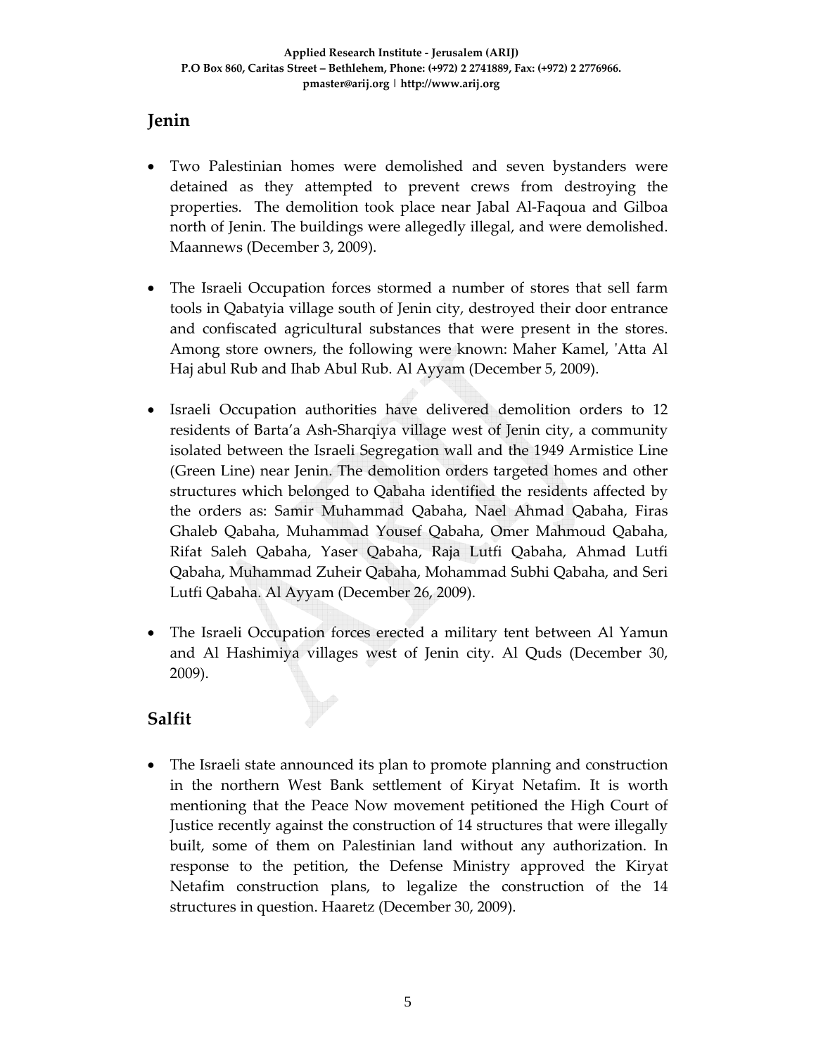## Jenin

- Two Palestinian homes were demolished and seven bystanders were detained as they attempted to prevent crews from destroying the properties. The demolition took place near Jabal Al-Faqoua and Gilboa north of Jenin. The buildings were allegedly illegal, and were demolished. Maannews (December 3, 2009).

- The Israeli Occupation forces stormed a number of stores that sell farm tools in Qabatyia village south of Jenin city, destroyed their door entrance and confiscated agricultural substances that were present in the stores. Among store owners, the following were known: Maher Kamel, 'Atta Al Haj abul Rub and Ihab Abul Rub. Al Ayyam (December 5, 2009).

- Israeli Occupation authorities have delivered demolition orders to 12 residents of Barta'a Ash-Sharqiya village west of Jenin city, a community isolated between the Israeli Segregation wall and the 1949 Armistice Line (Green Line) near Jenin. The demolition orders targeted homes and other structures which belonged to Qabaha identified the residents affected by the orders as: Samir Muhammad Qabaha, Nael Ahmad Qabaha, Firas Ghaleb Qabaha, Muhammad Yousef Qabaha, Omer Mahmoud Qabaha, Rifat Saleh Qabaha, Yaser Qabaha, Raja Lutfi Qabaha, Ahmad Lutfi Qabaha, Muhammad Zuheir Qabaha, Mohammad Subhi Qabaha, and Seri Lutfi Qabaha. Al Ayyam (December 26, 2009).

- The Israeli Occupation forces erected a military tent between Al Yamun and Al Hashimiya villages west of Jenin city. Al Quds (December 30, 2009).

## Salfit

- The Israeli state announced its plan to promote planning and construction in the northern West Bank settlement of Kiryat Netafim. It is worth mentioning that the Peace Now movement petitioned the High Court of Justice recently against the construction of 14 structures that were illegally built, some of them on Palestinian land without any authorization. In response to the petition, the Defense Ministry approved the Kiryat Netafim construction plans, to legalize the construction of the 14 structures in question. Haaretz (December 30, 2009).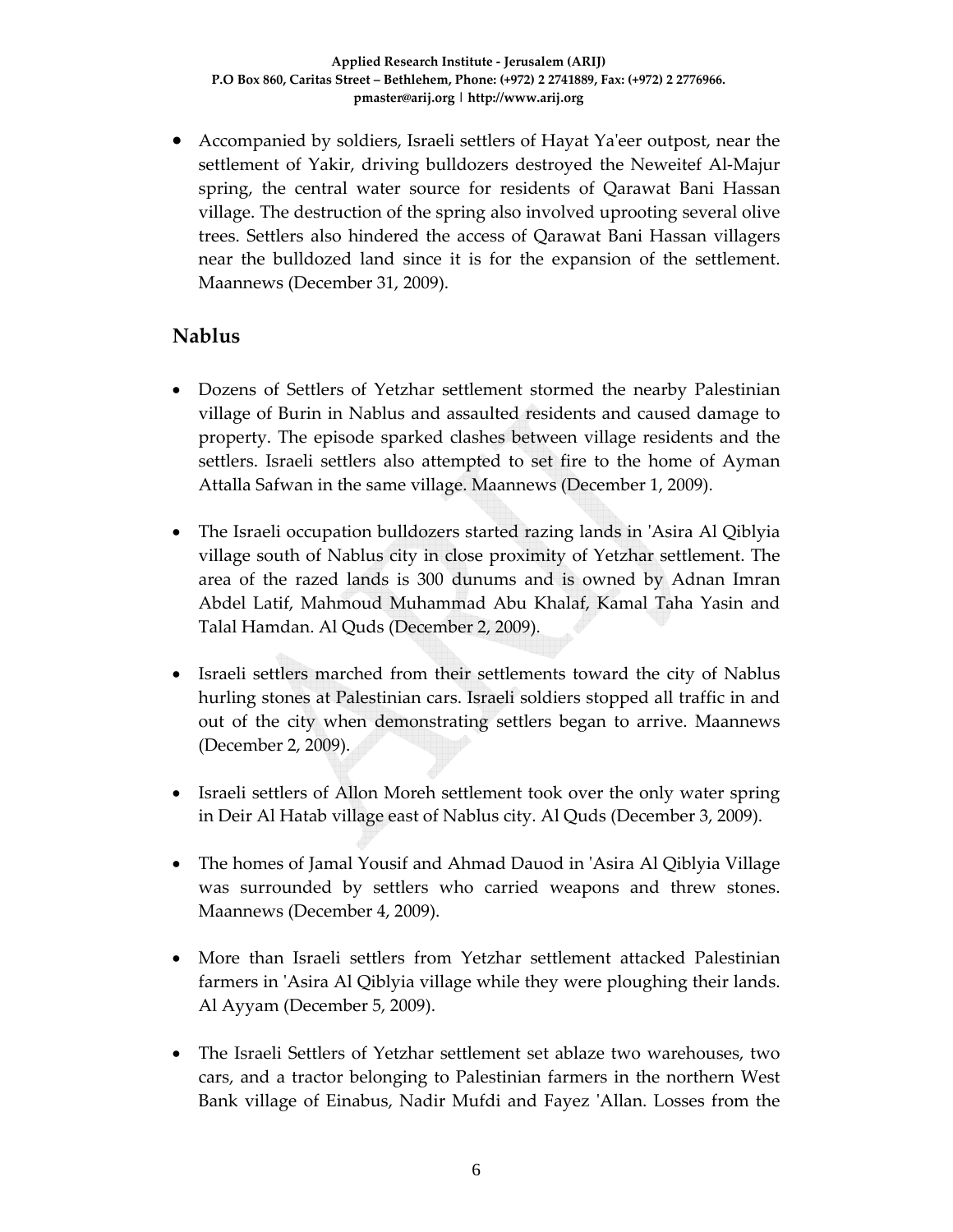- Accompanied by soldiers, Israeli settlers of Hayat Ya'eer outpost, near the settlement of Yakir, driving bulldozers destroyed the Neweitef Al-Majur spring, the central water source for residents of Qarawat Bani Hassan village. The destruction of the spring also involved uprooting several olive trees. Settlers also hindered the access of Qarawat Bani Hassan villagers near the bulldozed land since it is for the expansion of the settlement. Maannews (December 31, 2009).

## Nablus

- Dozens of Settlers of Yetzhar settlement stormed the nearby Palestinian village of Burin in Nablus and assaulted residents and caused damage to property. The episode sparked clashes between village residents and the settlers. Israeli settlers also attempted to set fire to the home of Ayman Attalla Safwan in the same village. Maannews (December 1, 2009).

- The Israeli occupation bulldozers started razing lands in 'Asira Al Qiblyia village south of Nablus city in close proximity of Yetzhar settlement. The area of the razed lands is 300 dunums and is owned by Adnan Imran Abdel Latif, Mahmoud Muhammad Abu Khalaf, Kamal Taha Yasin and Talal Hamdan. Al Quds (December 2, 2009).

- Israeli settlers marched from their settlements toward the city of Nablus hurling stones at Palestinian cars. Israeli soldiers stopped all traffic in and out of the city when demonstrating settlers began to arrive. Maannews (December 2, 2009).

- Israeli settlers of Allon Moreh settlement took over the only water spring in Deir Al Hatab village east of Nablus city. Al Quds (December 3, 2009).

- The homes of Jamal Yousif and Ahmad Dauod in 'Asira Al Qiblyia Village was surrounded by settlers who carried weapons and threw stones. Maannews (December 4, 2009).

- More than Israeli settlers from Yetzhar settlement attacked Palestinian farmers in 'Asira Al Qiblyia village while they were ploughing their lands. Al Ayyam (December 5, 2009).

- The Israeli Settlers of Yetzhar settlement set ablaze two warehouses, two cars, and a tractor belonging to Palestinian farmers in the northern West Bank village of Einabus, Nadir Mufdi and Fayez 'Allan. Losses from the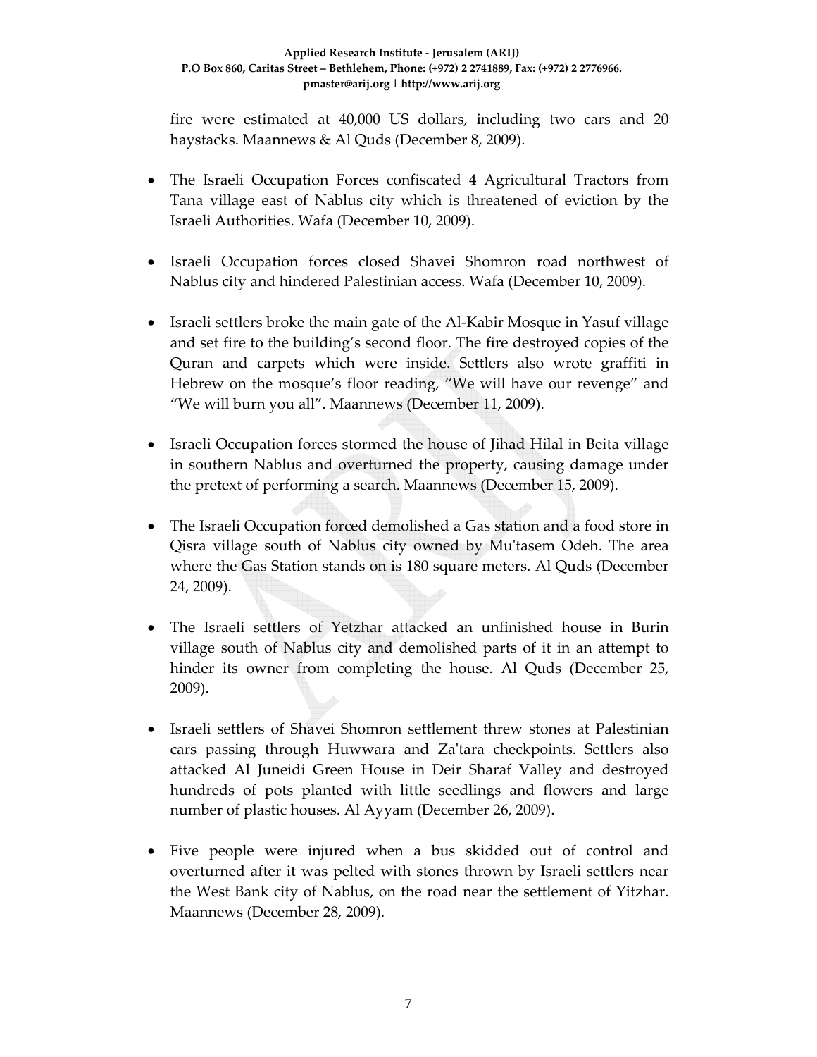fire were estimated at 40,000 US dollars, including two cars and 20 haystacks. Maannews & Al Quds (December 8, 2009).

- The Israeli Occupation Forces confiscated 4 Agricultural Tractors from Tana village east of Nablus city which is threatened of eviction by the Israeli Authorities. Wafa (December 10, 2009).

- Israeli Occupation forces closed Shavei Shomron road northwest of Nablus city and hindered Palestinian access. Wafa (December 10, 2009).

- Israeli settlers broke the main gate of the Al-Kabir Mosque in Yasuf village and set fire to the building's second floor. The fire destroyed copies of the Quran and carpets which were inside. Settlers also wrote graffiti in Hebrew on the mosque's floor reading, "We will have our revenge" and "We will burn you all". Maannews (December 11, 2009).

- Israeli Occupation forces stormed the house of Jihad Hilal in Beita village in southern Nablus and overturned the property, causing damage under the pretext of performing a search. Maannews (December 15, 2009).

- The Israeli Occupation forced demolished a Gas station and a food store in Qisra village south of Nablus city owned by Mu'tasem Odeh. The area where the Gas Station stands on is 180 square meters. Al Quds (December 24, 2009).

- The Israeli settlers of Yetzhar attacked an unfinished house in Burin village south of Nablus city and demolished parts of it in an attempt to hinder its owner from completing the house. Al Quds (December 25, 2009).

- Israeli settlers of Shavei Shomron settlement threw stones at Palestinian cars passing through Huwwara and Za'tara checkpoints. Settlers also attacked Al Juneidi Green House in Deir Sharaf Valley and destroyed hundreds of pots planted with little seedlings and flowers and large number of plastic houses. Al Ayyam (December 26, 2009).

- Five people were injured when a bus skidded out of control and overturned after it was pelted with stones thrown by Israeli settlers near the West Bank city of Nablus, on the road near the settlement of Yitzhar. Maannews (December 28, 2009).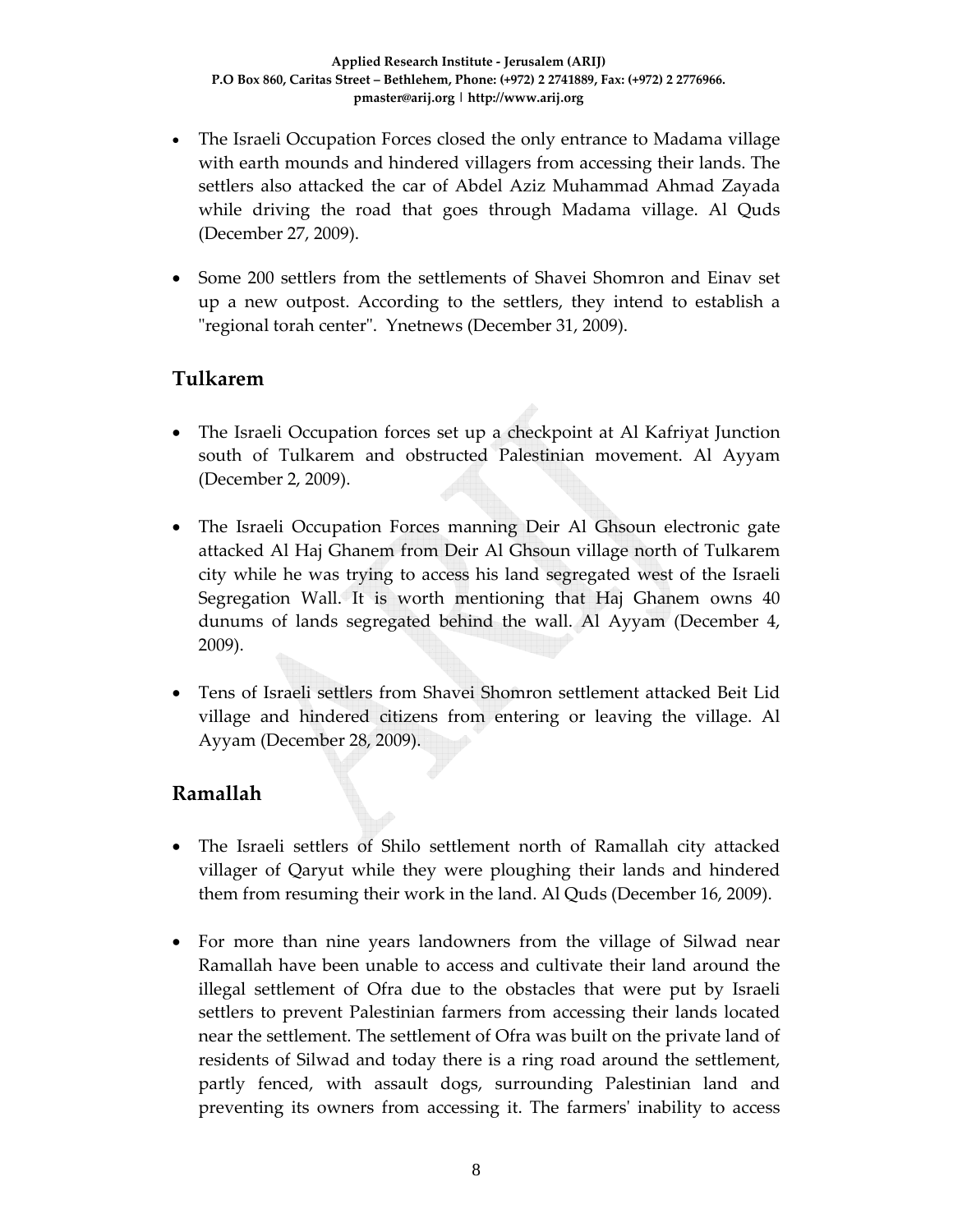- The Israeli Occupation Forces closed the only entrance to Madama village with earth mounds and hindered villagers from accessing their lands. The settlers also attacked the car of Abdel Aziz Muhammad Ahmad Zayada while driving the road that goes through Madama village. Al Quds (December 27, 2009).

- Some 200 settlers from the settlements of Shavei Shomron and Einav set up a new outpost. According to the settlers, they intend to establish a "regional torah center". Ynetnews (December 31, 2009).

## Tulkarem

- The Israeli Occupation forces set up a checkpoint at Al Kafriyat Junction south of Tulkarem and obstructed Palestinian movement. Al Ayyam (December 2, 2009).

- The Israeli Occupation Forces manning Deir Al Ghsoun electronic gate attacked Al Haj Ghanem from Deir Al Ghsoun village north of Tulkarem city while he was trying to access his land segregated west of the Israeli Segregation Wall. It is worth mentioning that Haj Ghanem owns 40 dunums of lands segregated behind the wall. Al Ayyam (December 4, 2009).

- Tens of Israeli settlers from Shavei Shomron settlement attacked Beit Lid village and hindered citizens from entering or leaving the village. Al Ayyam (December 28, 2009).

## Ramallah

- The Israeli settlers of Shilo settlement north of Ramallah city attacked villager of Qaryut while they were ploughing their lands and hindered them from resuming their work in the land. Al Quds (December 16, 2009).

- For more than nine years landowners from the village of Silwad near Ramallah have been unable to access and cultivate their land around the illegal settlement of Ofra due to the obstacles that were put by Israeli settlers to prevent Palestinian farmers from accessing their lands located near the settlement. The settlement of Ofra was built on the private land of residents of Silwad and today there is a ring road around the settlement, partly fenced, with assault dogs, surrounding Palestinian land and preventing its owners from accessing it. The farmers' inability to access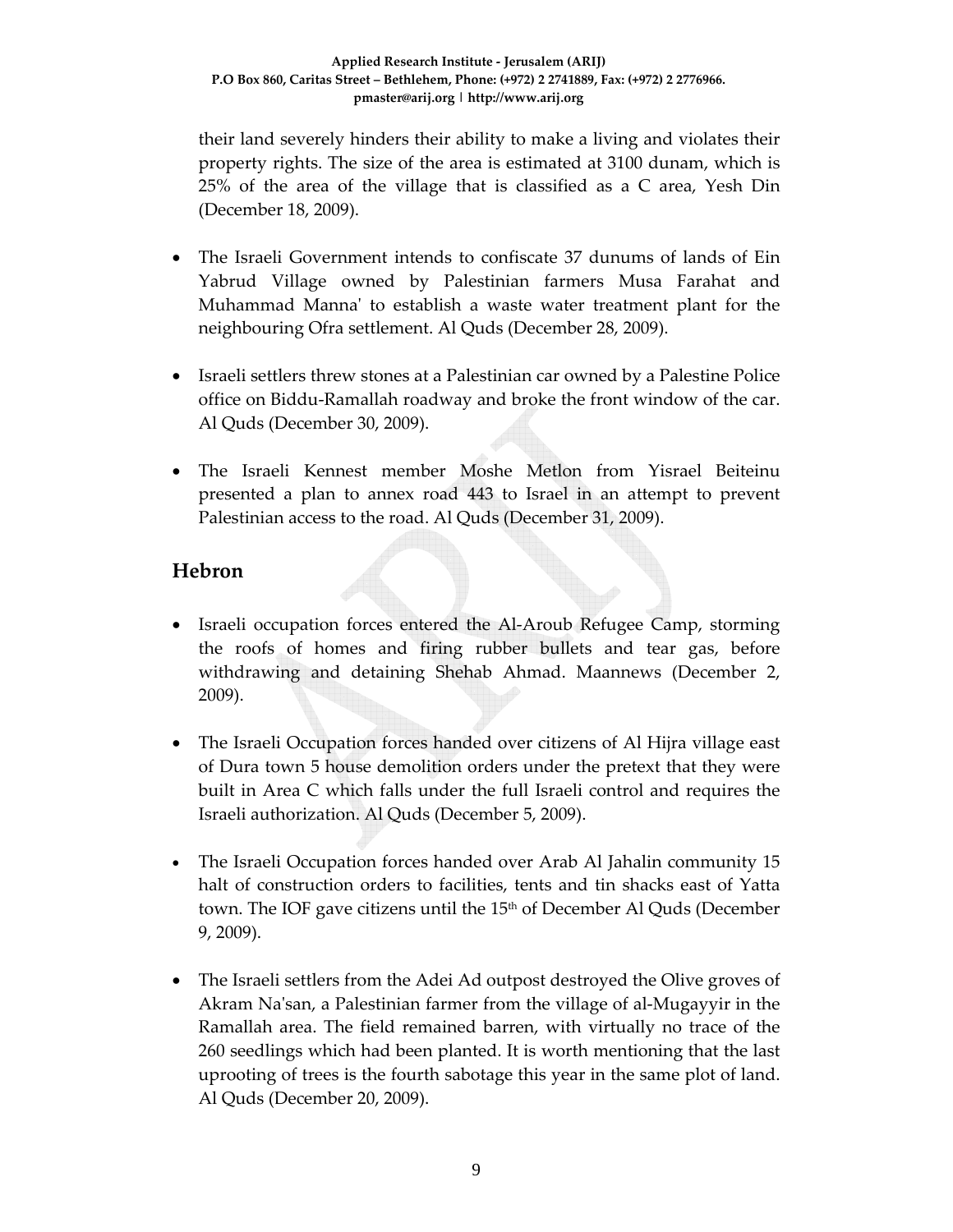their land severely hinders their ability to make a living and violates their property rights. The size of the area is estimated at 3100 dunam, which is 25% of the area of the village that is classified as a C area, Yesh Din (December 18, 2009).

- The Israeli Government intends to confiscate 37 dunums of lands of Ein Yabrud Village owned by Palestinian farmers Musa Farahat and Muhammad Manna' to establish a waste water treatment plant for the neighbouring Ofra settlement. Al Quds (December 28, 2009).

- Israeli settlers threw stones at a Palestinian car owned by a Palestine Police office on Biddu-Ramallah roadway and broke the front window of the car. Al Quds (December 30, 2009).

- The Israeli Kennest member Moshe Metlon from Yisrael Beiteinu presented a plan to annex road 443 to Israel in an attempt to prevent Palestinian access to the road. Al Quds (December 31, 2009).

## Hebron

- Israeli occupation forces entered the Al-Aroub Refugee Camp, storming the roofs of homes and firing rubber bullets and tear gas, before withdrawing and detaining Shehab Ahmad. Maannews (December 2, 2009).

- The Israeli Occupation forces handed over citizens of Al Hijra village east of Dura town 5 house demolition orders under the pretext that they were built in Area C which falls under the full Israeli control and requires the Israeli authorization. Al Quds (December 5, 2009).

- The Israeli Occupation forces handed over Arab Al Jahalin community 15 halt of construction orders to facilities, tents and tin shacks east of Yatta town. The IOF gave citizens until the 15th of December Al Quds (December 9, 2009).

- The Israeli settlers from the Adei Ad outpost destroyed the Olive groves of Akram Na'san, a Palestinian farmer from the village of al-Mugayyir in the Ramallah area. The field remained barren, with virtually no trace of the 260 seedlings which had been planted. It is worth mentioning that the last uprooting of trees is the fourth sabotage this year in the same plot of land. Al Quds (December 20, 2009).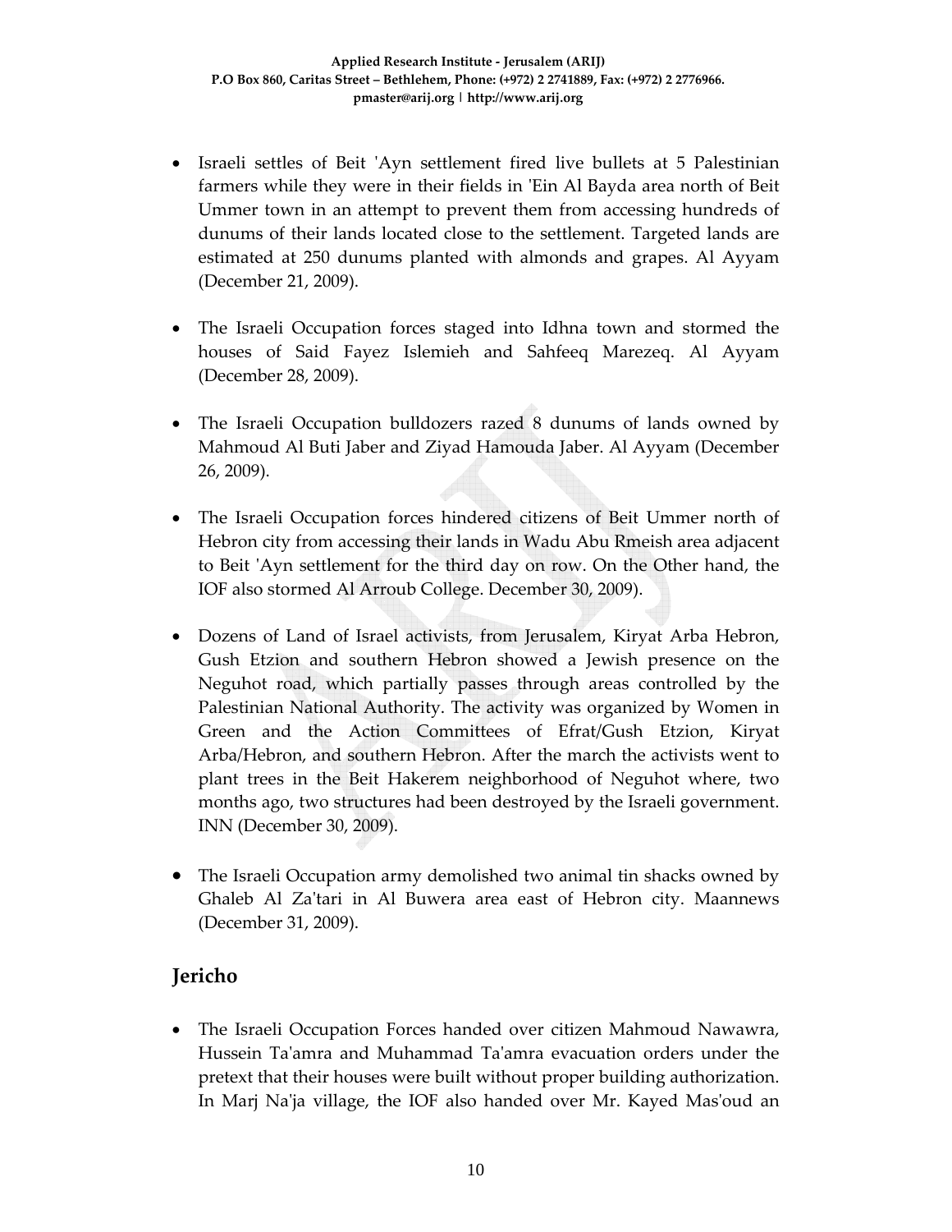- Israeli settles of Beit 'Ayn settlement fired live bullets at 5 Palestinian farmers while they were in their fields in 'Ein Al Bayda area north of Beit Ummer town in an attempt to prevent them from accessing hundreds of dunums of their lands located close to the settlement. Targeted lands are estimated at 250 dunums planted with almonds and grapes. Al Ayyam (December 21, 2009).

- The Israeli Occupation forces staged into Idhna town and stormed the houses of Said Fayez Islemieh and Sahfeeq Marezeq. Al Ayyam (December 28, 2009).

- The Israeli Occupation bulldozers razed 8 dunums of lands owned by Mahmoud Al Buti Jaber and Ziyad Hamouda Jaber. Al Ayyam (December 26, 2009).

- The Israeli Occupation forces hindered citizens of Beit Ummer north of Hebron city from accessing their lands in Wadu Abu Rmeish area adjacent to Beit 'Ayn settlement for the third day on row. On the Other hand, the IOF also stormed Al Arroub College. December 30, 2009).

- Dozens of Land of Israel activists, from Jerusalem, Kiryat Arba Hebron, Gush Etzion and southern Hebron showed a Jewish presence on the Neguhot road, which partially passes through areas controlled by the Palestinian National Authority. The activity was organized by Women in Green and the Action Committees of Efrat/Gush Etzion, Kiryat Arba/Hebron, and southern Hebron. After the march the activists went to plant trees in the Beit Hakerem neighborhood of Neguhot where, two months ago, two structures had been destroyed by the Israeli government. INN (December 30, 2009).

- The Israeli Occupation army demolished two animal tin shacks owned by Ghaleb Al Za'tari in Al Buwera area east of Hebron city. Maannews (December 31, 2009).

## Jericho

- The Israeli Occupation Forces handed over citizen Mahmoud Nawawra, Hussein Ta'amra and Muhammad Ta'amra evacuation orders under the pretext that their houses were built without proper building authorization. In Marj Na'ja village, the IOF also handed over Mr. Kayed Mas'oud an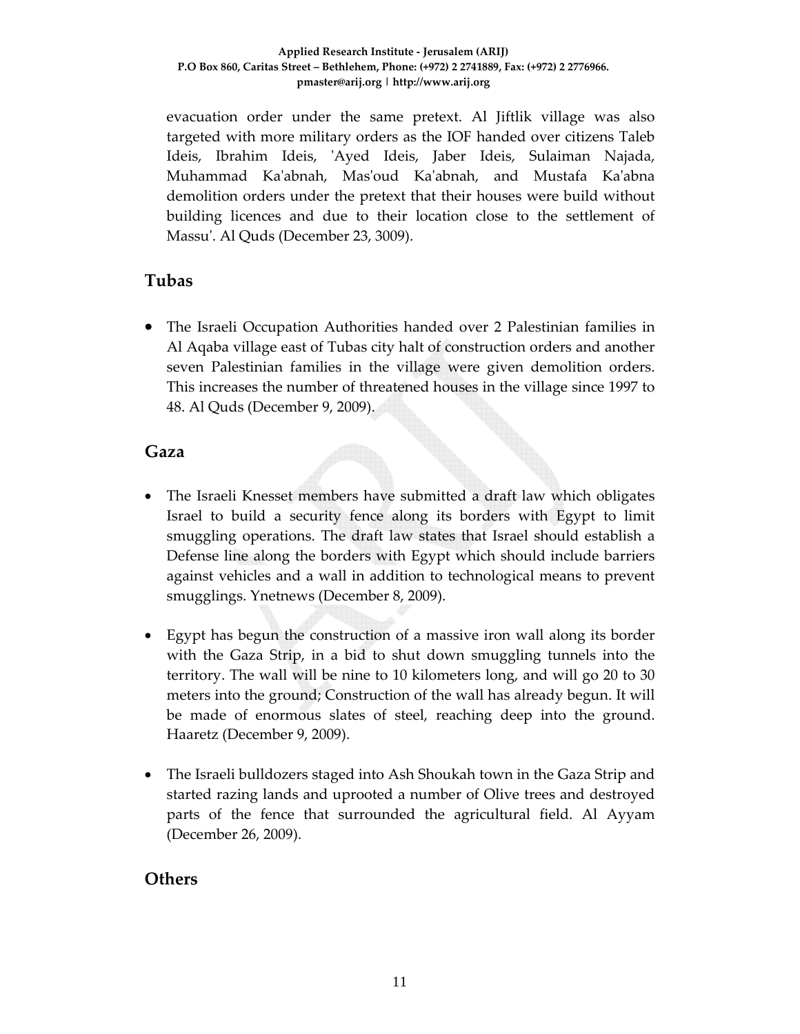evacuation order under the same pretext. Al Jiftlik village was also targeted with more military orders as the IOF handed over citizens Taleb Ideis, Ibrahim Ideis, 'Ayed Ideis, Jaber Ideis, Sulaiman Najada, Muhammad Ka'abnah, Mas'oud Ka'abnah, and Mustafa Ka'abna demolition orders under the pretext that their houses were build without building licences and due to their location close to the settlement of Massu'. Al Quds (December 23, 3009).

## Tubas

- The Israeli Occupation Authorities handed over 2 Palestinian families in Al Aqaba village east of Tubas city halt of construction orders and another seven Palestinian families in the village were given demolition orders. This increases the number of threatened houses in the village since 1997 to 48. Al Quds (December 9, 2009).

## Gaza

- The Israeli Knesset members have submitted a draft law which obligates Israel to build a security fence along its borders with Egypt to limit smuggling operations. The draft law states that Israel should establish a Defense line along the borders with Egypt which should include barriers against vehicles and a wall in addition to technological means to prevent smugglings. Ynetnews (December 8, 2009).

- Egypt has begun the construction of a massive iron wall along its border with the Gaza Strip, in a bid to shut down smuggling tunnels into the territory. The wall will be nine to 10 kilometers long, and will go 20 to 30 meters into the ground; Construction of the wall has already begun. It will be made of enormous slates of steel, reaching deep into the ground. Haaretz (December 9, 2009).

- The Israeli bulldozers staged into Ash Shoukah town in the Gaza Strip and started razing lands and uprooted a number of Olive trees and destroyed parts of the fence that surrounded the agricultural field. Al Ayyam (December 26, 2009).

## Others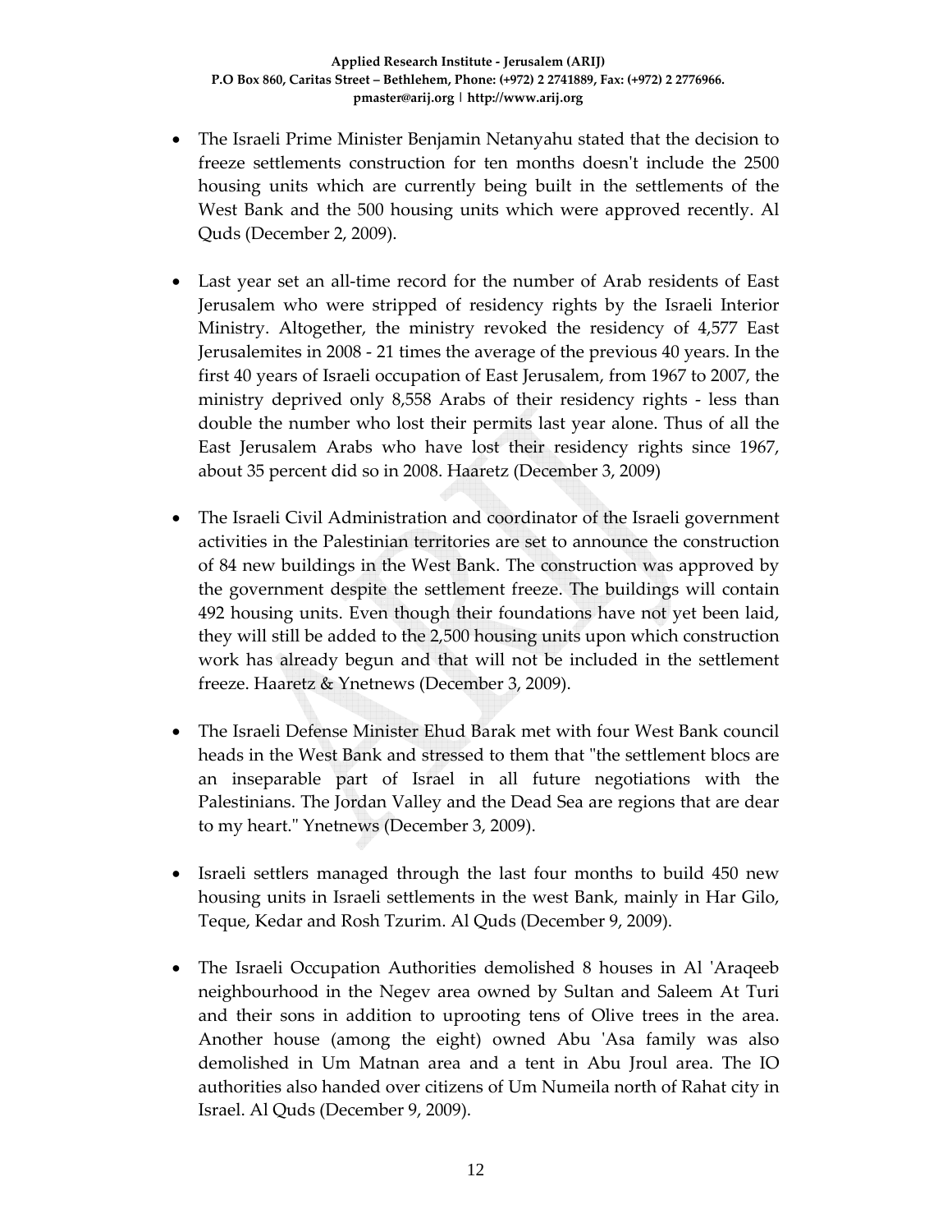- The Israeli Prime Minister Benjamin Netanyahu stated that the decision to freeze settlements construction for ten months doesn't include the 2500 housing units which are currently being built in the settlements of the West Bank and the 500 housing units which were approved recently. Al Quds (December 2, 2009).

- Last year set an all-time record for the number of Arab residents of East Jerusalem who were stripped of residency rights by the Israeli Interior Ministry. Altogether, the ministry revoked the residency of 4,577 East Jerusalemites in 2008 - 21 times the average of the previous 40 years. In the first 40 years of Israeli occupation of East Jerusalem, from 1967 to 2007, the ministry deprived only 8,558 Arabs of their residency rights - less than double the number who lost their permits last year alone. Thus of all the East Jerusalem Arabs who have lost their residency rights since 1967, about 35 percent did so in 2008. Haaretz (December 3, 2009)

- The Israeli Civil Administration and coordinator of the Israeli government activities in the Palestinian territories are set to announce the construction of 84 new buildings in the West Bank. The construction was approved by the government despite the settlement freeze. The buildings will contain 492 housing units. Even though their foundations have not yet been laid, they will still be added to the 2,500 housing units upon which construction work has already begun and that will not be included in the settlement freeze. Haaretz & Ynetnews (December 3, 2009).

- The Israeli Defense Minister Ehud Barak met with four West Bank council heads in the West Bank and stressed to them that "the settlement blocs are an inseparable part of Israel in all future negotiations with the Palestinians. The Jordan Valley and the Dead Sea are regions that are dear to my heart." Ynetnews (December 3, 2009).

- Israeli settlers managed through the last four months to build 450 new housing units in Israeli settlements in the west Bank, mainly in Har Gilo, Teque, Kedar and Rosh Tzurim. Al Quds (December 9, 2009).

- The Israeli Occupation Authorities demolished 8 houses in Al 'Araqeeb neighbourhood in the Negev area owned by Sultan and Saleem At Turi and their sons in addition to uprooting tens of Olive trees in the area. Another house (among the eight) owned Abu 'Asa family was also demolished in Um Matnan area and a tent in Abu Jroul area. The IO authorities also handed over citizens of Um Numeila north of Rahat city in Israel. Al Quds (December 9, 2009).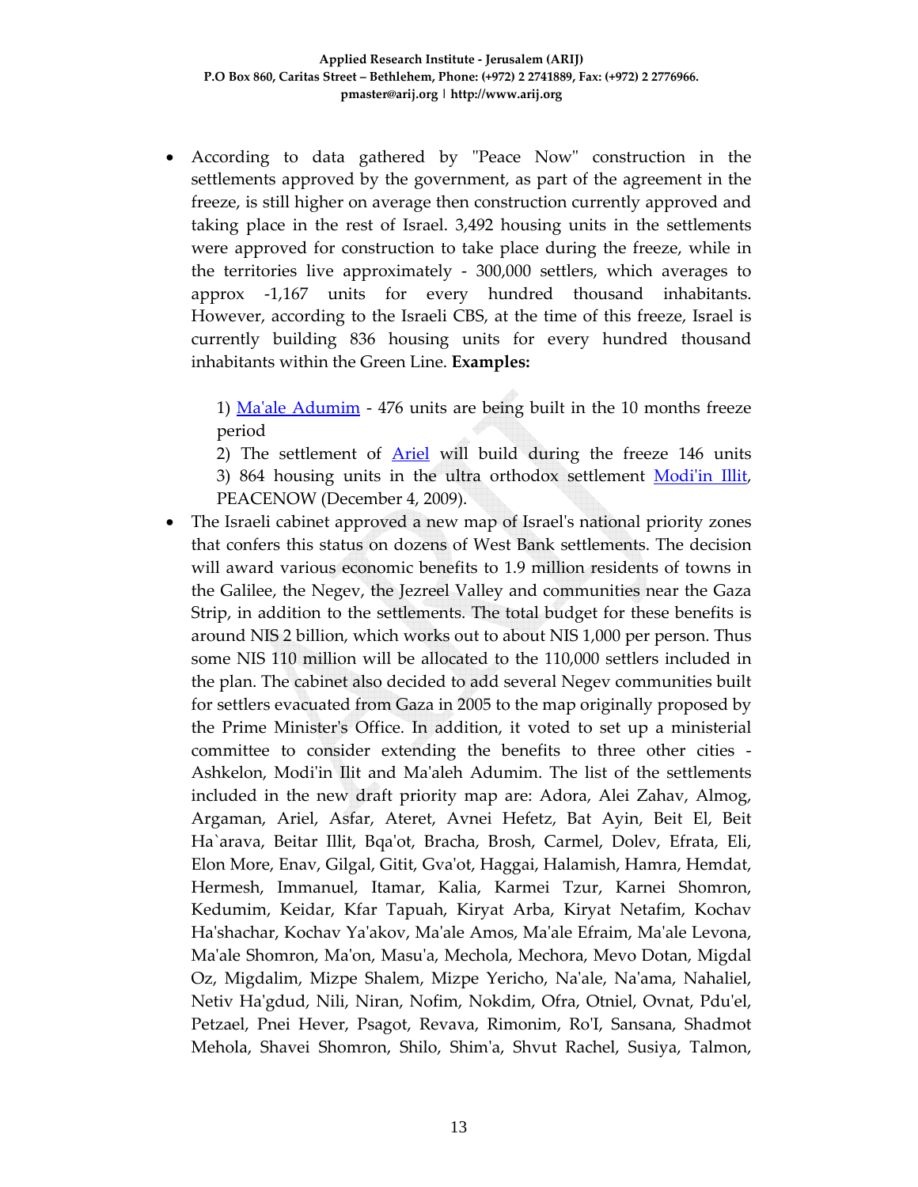- According to data gathered by "Peace Now" construction in the settlements approved by the government, as part of the agreement in the freeze, is still higher on average then construction currently approved and taking place in the rest of Israel. 3,492 housing units in the settlements were approved for construction to take place during the freeze, while in the territories live approximately - 300,000 settlers, which averages to approx -1,167 units for every hundred thousand inhabitants. However, according to the Israeli CBS, at the time of this freeze, Israel is currently building 836 housing units for every hundred thousand inhabitants within the Green Line. **Examples:**

  1) Ma'ale Adumim - 476 units are being built in the 10 months freeze period
  2) The settlement of Ariel will build during the freeze 146 units
  3) 864 housing units in the ultra orthodox settlement Modi'in Illit, PEACENOW (December 4, 2009).

- The Israeli cabinet approved a new map of Israel's national priority zones that confers this status on dozens of West Bank settlements. The decision will award various economic benefits to 1.9 million residents of towns in the Galilee, the Negev, the Jezreel Valley and communities near the Gaza Strip, in addition to the settlements. The total budget for these benefits is around NIS 2 billion, which works out to about NIS 1,000 per person. Thus some NIS 110 million will be allocated to the 110,000 settlers included in the plan. The cabinet also decided to add several Negev communities built for settlers evacuated from Gaza in 2005 to the map originally proposed by the Prime Minister's Office. In addition, it voted to set up a ministerial committee to consider extending the benefits to three other cities - Ashkelon, Modi'in Ilit and Ma'aleh Adumim. The list of the settlements included in the new draft priority map are: Adora, Alei Zahav, Almog, Argaman, Ariel, Asfar, Ateret, Avnei Hefetz, Bat Ayin, Beit El, Beit Ha`arava, Beitar Illit, Bqa'ot, Bracha, Brosh, Carmel, Dolev, Efrata, Eli, Elon More, Enav, Gilgal, Gitit, Gva'ot, Haggai, Halamish, Hamra, Hemdat, Hermesh, Immanuel, Itamar, Kalia, Karmei Tzur, Karnei Shomron, Kedumim, Keidar, Kfar Tapuah, Kiryat Arba, Kiryat Netafim, Kochav Ha'shachar, Kochav Ya'akov, Ma'ale Amos, Ma'ale Efraim, Ma'ale Levona, Ma'ale Shomron, Ma'on, Masu'a, Mechola, Mechora, Mevo Dotan, Migdal Oz, Migdalim, Mizpe Shalem, Mizpe Yericho, Na'ale, Na'ama, Nahaliel, Netiv Ha'gdud, Nili, Niran, Nofim, Nokdim, Ofra, Otniel, Ovnat, Pdu'el, Petzael, Pnei Hever, Psagot, Revava, Rimonim, Ro'I, Sansana, Shadmot Mehola, Shavei Shomron, Shilo, Shim'a, Shvut Rachel, Susiya, Talmon,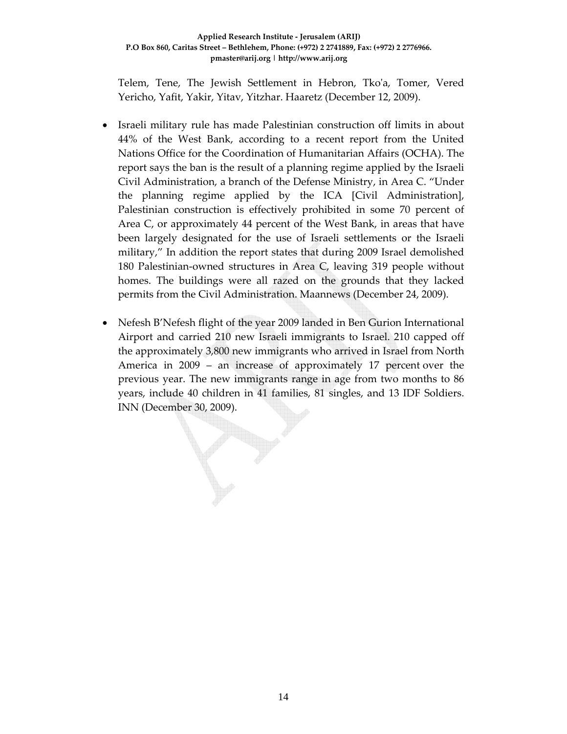Telem, Tene, The Jewish Settlement in Hebron, Tko'a, Tomer, Vered Yericho, Yafit, Yakir, Yitav, Yitzhar. Haaretz (December 12, 2009).

- Israeli military rule has made Palestinian construction off limits in about 44% of the West Bank, according to a recent report from the United Nations Office for the Coordination of Humanitarian Affairs (OCHA). The report says the ban is the result of a planning regime applied by the Israeli Civil Administration, a branch of the Defense Ministry, in Area C. "Under the planning regime applied by the ICA [Civil Administration], Palestinian construction is effectively prohibited in some 70 percent of Area C, or approximately 44 percent of the West Bank, in areas that have been largely designated for the use of Israeli settlements or the Israeli military," In addition the report states that during 2009 Israel demolished 180 Palestinian-owned structures in Area C, leaving 319 people without homes. The buildings were all razed on the grounds that they lacked permits from the Civil Administration. Maannews (December 24, 2009).

- Nefesh B'Nefesh flight of the year 2009 landed in Ben Gurion International Airport and carried 210 new Israeli immigrants to Israel. 210 capped off the approximately 3,800 new immigrants who arrived in Israel from North America in 2009 – an increase of approximately 17 percent over the previous year. The new immigrants range in age from two months to 86 years, include 40 children in 41 families, 81 singles, and 13 IDF Soldiers. INN (December 30, 2009).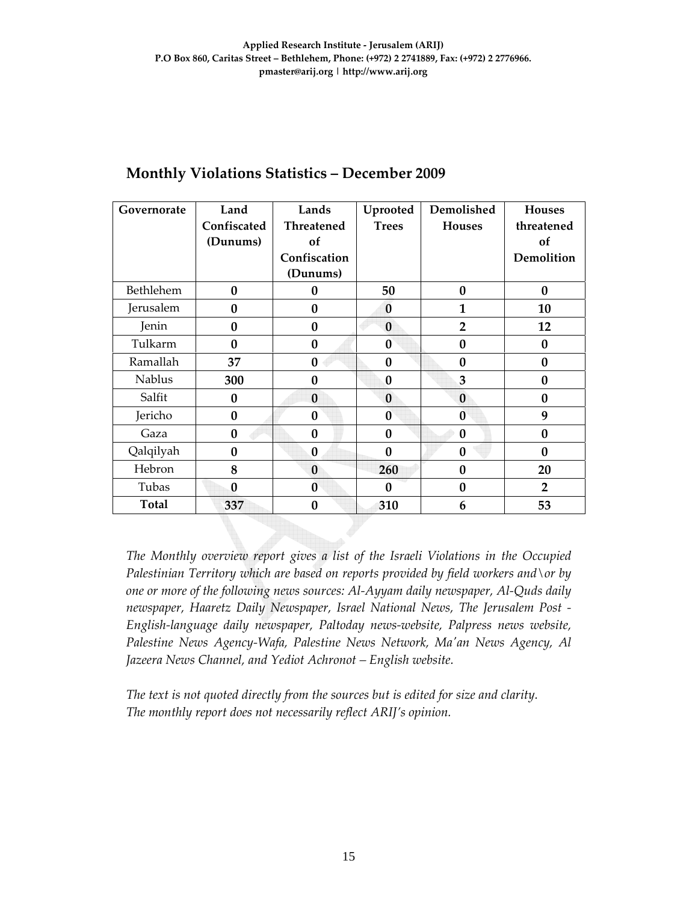## Monthly Violations Statistics – December 2009

| Governorate | Land Confiscated (Dunums) | Lands Threatened of Confiscation (Dunums) | Uprooted Trees | Demolished Houses | Houses threatened of Demolition |
|---|---|---|---|---|---|
| Bethlehem | **0** | **0** | **50** | **0** | **0** |
| Jerusalem | **0** | **0** | **0** | **1** | **10** |
| Jenin | **0** | **0** | **0** | **2** | **12** |
| Tulkarm | **0** | **0** | **0** | **0** | **0** |
| Ramallah | **37** | **0** | **0** | **0** | **0** |
| Nablus | **300** | **0** | **0** | **3** | **0** |
| Salfit | **0** | **0** | **0** | **0** | **0** |
| Jericho | **0** | **0** | **0** | **0** | **9** |
| Gaza | **0** | **0** | **0** | **0** | **0** |
| Qalqilyah | **0** | **0** | **0** | **0** | **0** |
| Hebron | **8** | **0** | **260** | **0** | **20** |
| Tubas | **0** | **0** | **0** | **0** | **2** |
| **Total** | **337** | **0** | **310** | **6** | **53** |

*The Monthly overview report gives a list of the Israeli Violations in the Occupied Palestinian Territory which are based on reports provided by field workers and\or by one or more of the following news sources: Al-Ayyam daily newspaper, Al-Quds daily newspaper, Haaretz Daily Newspaper, Israel National News, The Jerusalem Post - English-language daily newspaper, Paltoday news-website, Palpress news website, Palestine News Agency-Wafa, Palestine News Network, Ma'an News Agency, Al Jazeera News Channel, and Yediot Achronot – English website.*

*The text is not quoted directly from the sources but is edited for size and clarity.*
*The monthly report does not necessarily reflect ARIJ's opinion.*